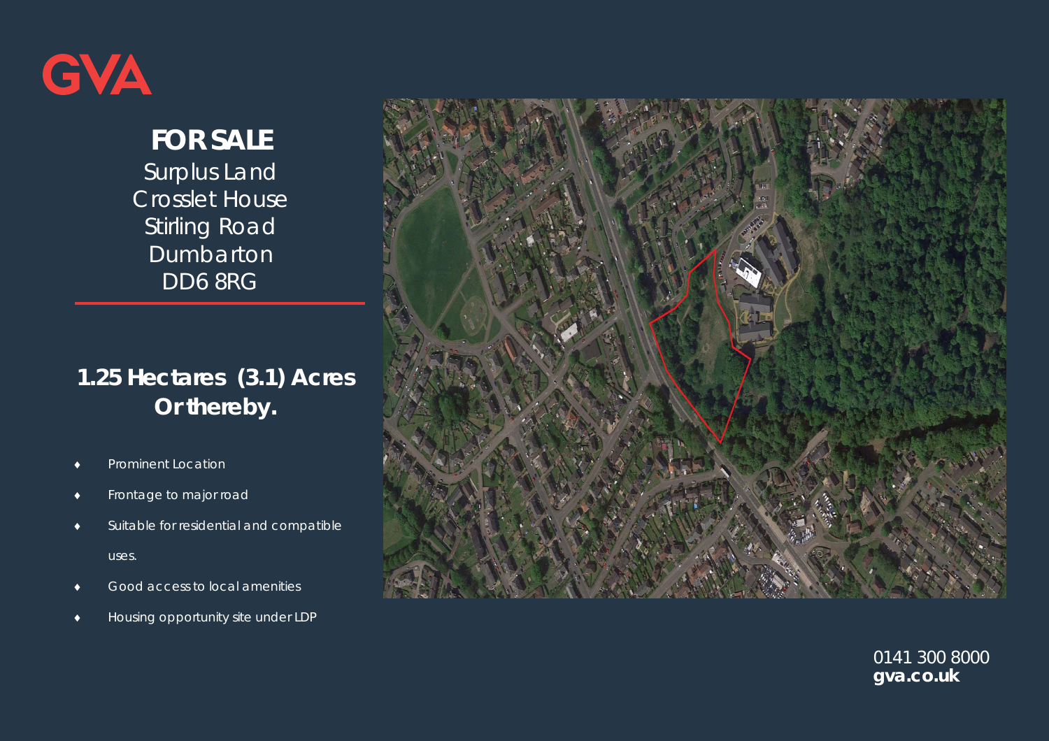GVA

# FOR SALE

Surplus Land
Crosslet House
Stirling Road
Dumbarton
DD6 8RG

## 1.25 Hectares (3.1) Acres Or thereby.

- Prominent Location
- Frontage to major road
- Suitable for residential and compatible uses.
- Good access to local amenities
- Housing opportunity site under LDP

0141 300 8000
**gva.co.uk**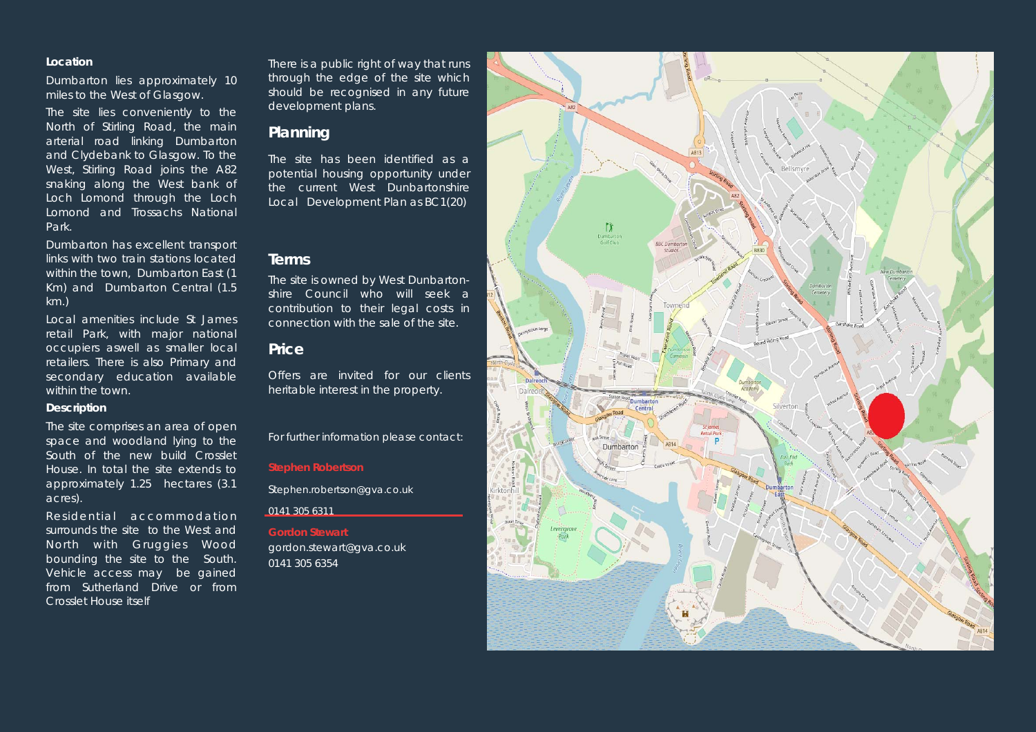### Location

Dumbarton lies approximately 10 miles to the West of Glasgow.

The site lies conveniently to the North of Stirling Road, the main arterial road linking Dumbarton and Clydebank to Glasgow. To the West, Stirling Road joins the A82 snaking along the West bank of Loch Lomond through the Loch Lomond and Trossachs National Park.

Dumbarton has excellent transport links with two train stations located within the town, Dumbarton East (1 Km) and Dumbarton Central (1.5 km.)

Local amenities include St James retail Park, with major national occupiers aswell as smaller local retailers. There is also Primary and secondary education available within the town.

### Description

The site comprises an area of open space and woodland lying to the South of the new build Crosslet House. In total the site extends to approximately 1.25 hectares (3.1 acres).

Residential accommodation surrounds the site to the West and North with Gruggies Wood bounding the site to the South. Vehicle access may be gained from Sutherland Drive or from Crosslet House itself

There is a public right of way that runs through the edge of the site which should be recognised in any future development plans.

## Planning

The site has been identified as a potential housing opportunity under the current West Dunbartonshire Local Development Plan as BC1(20)

## Terms

The site is owned by West Dunbartonshire Council who will seek a contribution to their legal costs in connection with the sale of the site.

## Price

Offers are invited for our clients heritable interest in the property.

For further information please contact:

**Stephen Robertson**

Stephen.robertson@gva.co.uk

0141 305 6311

**Gordon Stewart**

gordon.stewart@gva.co.uk

0141 305 6354